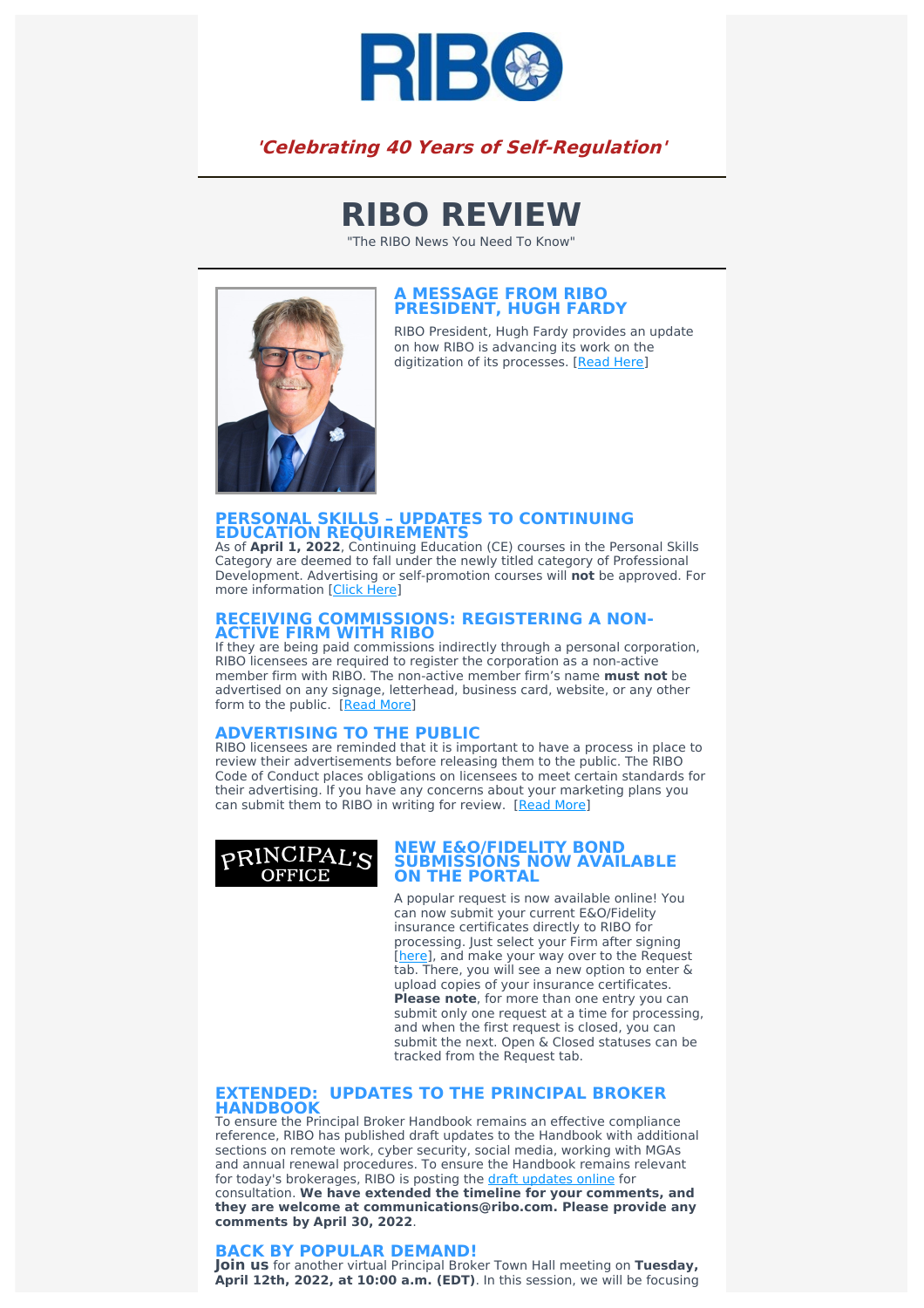RIBO

***'Celebrating 40 Years of Self-Regulation'***

# RIBO REVIEW

"The RIBO News You Need To Know"

## A MESSAGE FROM RIBO PRESIDENT, HUGH FARDY

RIBO President, Hugh Fardy provides an update on how RIBO is advancing its work on the digitization of its processes. [Read Here]

## PERSONAL SKILLS – UPDATES TO CONTINUING EDUCATION REQUIREMENTS

As of **April 1, 2022**, Continuing Education (CE) courses in the Personal Skills Category are deemed to fall under the newly titled category of Professional Development. Advertising or self-promotion courses will **not** be approved. For more information [Click Here]

## RECEIVING COMMISSIONS: REGISTERING A NON-ACTIVE FIRM WITH RIBO

If they are being paid commissions indirectly through a personal corporation, RIBO licensees are required to register the corporation as a non-active member firm with RIBO. The non-active member firm's name **must not** be advertised on any signage, letterhead, business card, website, or any other form to the public. [Read More]

## ADVERTISING TO THE PUBLIC

RIBO licensees are reminded that it is important to have a process in place to review their advertisements before releasing them to the public. The RIBO Code of Conduct places obligations on licensees to meet certain standards for their advertising. If you have any concerns about your marketing plans you can submit them to RIBO in writing for review. [Read More]

PRINCIPAL'S OFFICE

## NEW E&O/FIDELITY BOND SUBMISSIONS NOW AVAILABLE ON THE PORTAL

A popular request is now available online! You can now submit your current E&O/Fidelity insurance certificates directly to RIBO for processing. Just select your Firm after signing [here], and make your way over to the Request tab. There, you will see a new option to enter & upload copies of your insurance certificates. **Please note**, for more than one entry you can submit only one request at a time for processing, and when the first request is closed, you can submit the next. Open & Closed statuses can be tracked from the Request tab.

## EXTENDED: UPDATES TO THE PRINCIPAL BROKER HANDBOOK

To ensure the Principal Broker Handbook remains an effective compliance reference, RIBO has published draft updates to the Handbook with additional sections on remote work, cyber security, social media, working with MGAs and annual renewal procedures. To ensure the Handbook remains relevant for today's brokerages, RIBO is posting the draft updates online for consultation. **We have extended the timeline for your comments, and they are welcome at communications@ribo.com. Please provide any comments by April 30, 2022**.

## BACK BY POPULAR DEMAND!

**Join us** for another virtual Principal Broker Town Hall meeting on **Tuesday, April 12th, 2022, at 10:00 a.m. (EDT)**. In this session, we will be focusing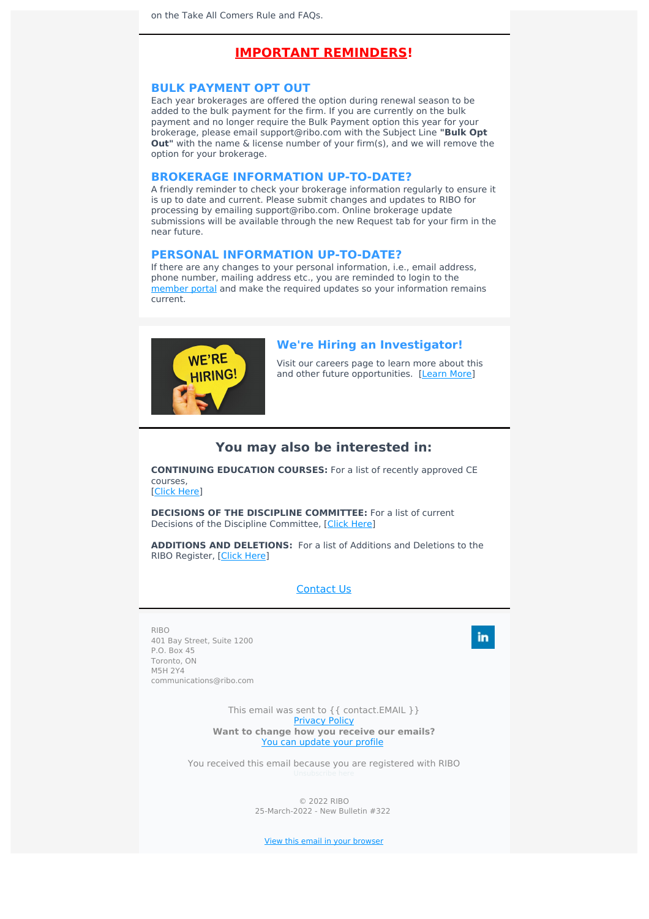on the Take All Comers Rule and FAQs.

## IMPORTANT REMINDERS!

### BULK PAYMENT OPT OUT

Each year brokerages are offered the option during renewal season to be added to the bulk payment for the firm. If you are currently on the bulk payment and no longer require the Bulk Payment option this year for your brokerage, please email support@ribo.com with the Subject Line **"Bulk Opt Out"** with the name & license number of your firm(s), and we will remove the option for your brokerage.

### BROKERAGE INFORMATION UP-TO-DATE?

A friendly reminder to check your brokerage information regularly to ensure it is up to date and current. Please submit changes and updates to RIBO for processing by emailing support@ribo.com. Online brokerage update submissions will be available through the new Request tab for your firm in the near future.

### PERSONAL INFORMATION UP-TO-DATE?

If there are any changes to your personal information, i.e., email address, phone number, mailing address etc., you are reminded to login to the member portal and make the required updates so your information remains current.

### We're Hiring an Investigator!

Visit our careers page to learn more about this and other future opportunities. [Learn More]

## You may also be interested in:

**CONTINUING EDUCATION COURSES:** For a list of recently approved CE courses,
[Click Here]

**DECISIONS OF THE DISCIPLINE COMMITTEE:** For a list of current Decisions of the Discipline Committee, [Click Here]

**ADDITIONS AND DELETIONS:** For a list of Additions and Deletions to the RIBO Register, [Click Here]

Contact Us

RIBO
401 Bay Street, Suite 1200
P.O. Box 45
Toronto, ON
M5H 2Y4
communications@ribo.com

This email was sent to {{ contact.EMAIL }}
Privacy Policy
**Want to change how you receive our emails?**
You can update your profile

You received this email because you are registered with RIBO
Unsubscribe here

© 2022 RIBO
25-March-2022 - New Bulletin #322

View this email in your browser